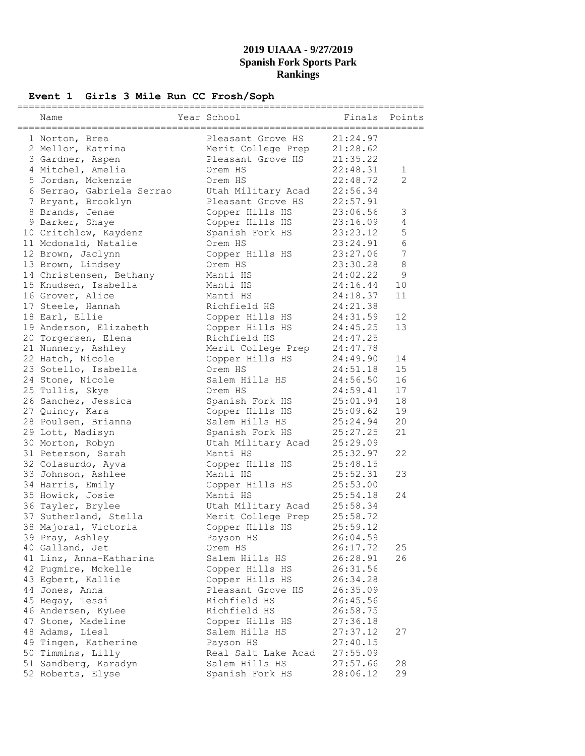# 2019 UIAAA - 9/27/2019
## Spanish Fork Sports Park
## Rankings

### Event 1 Girls 3 Mile Run CC Frosh/Soph

| | Name | Year | School | Finals | Points |
|---|---|---|---|---|---|
| 1 | Norton, Brea | | Pleasant Grove HS | 21:24.97 | |
| 2 | Mellor, Katrina | | Merit College Prep | 21:28.62 | |
| 3 | Gardner, Aspen | | Pleasant Grove HS | 21:35.22 | |
| 4 | Mitchel, Amelia | | Orem HS | 22:48.31 | 1 |
| 5 | Jordan, Mckenzie | | Orem HS | 22:48.72 | 2 |
| 6 | Serrao, Gabriela Serrao | | Utah Military Acad | 22:56.34 | |
| 7 | Bryant, Brooklyn | | Pleasant Grove HS | 22:57.91 | |
| 8 | Brands, Jenae | | Copper Hills HS | 23:06.56 | 3 |
| 9 | Barker, Shaye | | Copper Hills HS | 23:16.09 | 4 |
| 10 | Critchlow, Kaydenz | | Spanish Fork HS | 23:23.12 | 5 |
| 11 | Mcdonald, Natalie | | Orem HS | 23:24.91 | 6 |
| 12 | Brown, Jaclynn | | Copper Hills HS | 23:27.06 | 7 |
| 13 | Brown, Lindsey | | Orem HS | 23:30.28 | 8 |
| 14 | Christensen, Bethany | | Manti HS | 24:02.22 | 9 |
| 15 | Knudsen, Isabella | | Manti HS | 24:16.44 | 10 |
| 16 | Grover, Alice | | Manti HS | 24:18.37 | 11 |
| 17 | Steele, Hannah | | Richfield HS | 24:21.38 | |
| 18 | Earl, Ellie | | Copper Hills HS | 24:31.59 | 12 |
| 19 | Anderson, Elizabeth | | Copper Hills HS | 24:45.25 | 13 |
| 20 | Torgersen, Elena | | Richfield HS | 24:47.25 | |
| 21 | Nunnery, Ashley | | Merit College Prep | 24:47.78 | |
| 22 | Hatch, Nicole | | Copper Hills HS | 24:49.90 | 14 |
| 23 | Sotello, Isabella | | Orem HS | 24:51.18 | 15 |
| 24 | Stone, Nicole | | Salem Hills HS | 24:56.50 | 16 |
| 25 | Tullis, Skye | | Orem HS | 24:59.41 | 17 |
| 26 | Sanchez, Jessica | | Spanish Fork HS | 25:01.94 | 18 |
| 27 | Quincy, Kara | | Copper Hills HS | 25:09.62 | 19 |
| 28 | Poulsen, Brianna | | Salem Hills HS | 25:24.94 | 20 |
| 29 | Lott, Madisyn | | Spanish Fork HS | 25:27.25 | 21 |
| 30 | Morton, Robyn | | Utah Military Acad | 25:29.09 | |
| 31 | Peterson, Sarah | | Manti HS | 25:32.97 | 22 |
| 32 | Colasurdo, Ayva | | Copper Hills HS | 25:48.15 | |
| 33 | Johnson, Ashlee | | Manti HS | 25:52.31 | 23 |
| 34 | Harris, Emily | | Copper Hills HS | 25:53.00 | |
| 35 | Howick, Josie | | Manti HS | 25:54.18 | 24 |
| 36 | Tayler, Brylee | | Utah Military Acad | 25:58.34 | |
| 37 | Sutherland, Stella | | Merit College Prep | 25:58.72 | |
| 38 | Majoral, Victoria | | Copper Hills HS | 25:59.12 | |
| 39 | Pray, Ashley | | Payson HS | 26:04.59 | |
| 40 | Galland, Jet | | Orem HS | 26:17.72 | 25 |
| 41 | Linz, Anna-Katharina | | Salem Hills HS | 26:28.91 | 26 |
| 42 | Pugmire, Mckelle | | Copper Hills HS | 26:31.56 | |
| 43 | Egbert, Kallie | | Copper Hills HS | 26:34.28 | |
| 44 | Jones, Anna | | Pleasant Grove HS | 26:35.09 | |
| 45 | Begay, Tessi | | Richfield HS | 26:45.56 | |
| 46 | Andersen, KyLee | | Richfield HS | 26:58.75 | |
| 47 | Stone, Madeline | | Copper Hills HS | 27:36.18 | |
| 48 | Adams, Liesl | | Salem Hills HS | 27:37.12 | 27 |
| 49 | Tingen, Katherine | | Payson HS | 27:40.15 | |
| 50 | Timmins, Lilly | | Real Salt Lake Acad | 27:55.09 | |
| 51 | Sandberg, Karadyn | | Salem Hills HS | 27:57.66 | 28 |
| 52 | Roberts, Elyse | | Spanish Fork HS | 28:06.12 | 29 |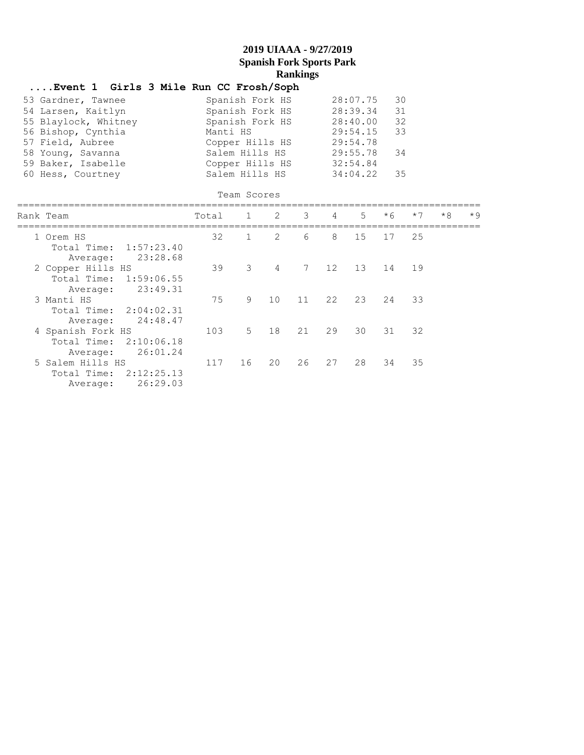# 2019 UIAAA - 9/27/2019

## Spanish Fork Sports Park

## Rankings

### ....Event 1 Girls 3 Mile Run CC Frosh/Soph

| Place | Name | School | Time | Points |
|---|---|---|---|---|
| 53 | Gardner, Tawnee | Spanish Fork HS | 28:07.75 | 30 |
| 54 | Larsen, Kaitlyn | Spanish Fork HS | 28:39.34 | 31 |
| 55 | Blaylock, Whitney | Spanish Fork HS | 28:40.00 | 32 |
| 56 | Bishop, Cynthia | Manti HS | 29:54.15 | 33 |
| 57 | Field, Aubree | Copper Hills HS | 29:54.78 | |
| 58 | Young, Savanna | Salem Hills HS | 29:55.78 | 34 |
| 59 | Baker, Isabelle | Copper Hills HS | 32:54.84 | |
| 60 | Hess, Courtney | Salem Hills HS | 34:04.22 | 35 |

Team Scores

| Rank | Team | Total | 1 | 2 | 3 | 4 | 5 | *6 | *7 | *8 | *9 |
|---|---|---|---|---|---|---|---|---|---|---|---|
| 1 | Orem HS | 32 | 1 | 2 | 6 | 8 | 15 | 17 | 25 | | |
| | Total Time: 1:57:23.40 | | | | | | | | | | |
| | Average: 23:28.68 | | | | | | | | | | |
| 2 | Copper Hills HS | 39 | 3 | 4 | 7 | 12 | 13 | 14 | 19 | | |
| | Total Time: 1:59:06.55 | | | | | | | | | | |
| | Average: 23:49.31 | | | | | | | | | | |
| 3 | Manti HS | 75 | 9 | 10 | 11 | 22 | 23 | 24 | 33 | | |
| | Total Time: 2:04:02.31 | | | | | | | | | | |
| | Average: 24:48.47 | | | | | | | | | | |
| 4 | Spanish Fork HS | 103 | 5 | 18 | 21 | 29 | 30 | 31 | 32 | | |
| | Total Time: 2:10:06.18 | | | | | | | | | | |
| | Average: 26:01.24 | | | | | | | | | | |
| 5 | Salem Hills HS | 117 | 16 | 20 | 26 | 27 | 28 | 34 | 35 | | |
| | Total Time: 2:12:25.13 | | | | | | | | | | |
| | Average: 26:29.03 | | | | | | | | | | |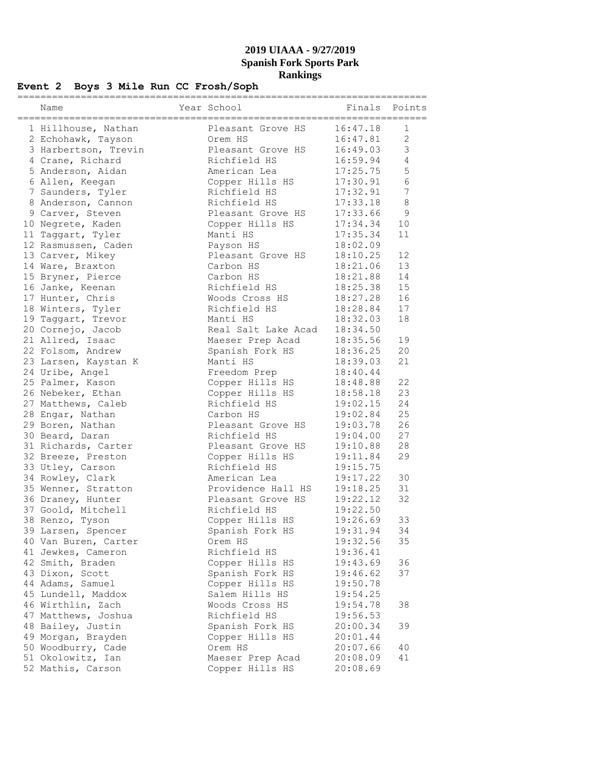# 2019 UIAAA - 9/27/2019
## Spanish Fork Sports Park
## Rankings

### Event 2 Boys 3 Mile Run CC Frosh/Soph

| | Name | Year | School | Finals | Points |
|---|---|---|---|---|---|
| 1 | Hillhouse, Nathan | | Pleasant Grove HS | 16:47.18 | 1 |
| 2 | Echohawk, Tayson | | Orem HS | 16:47.81 | 2 |
| 3 | Harbertson, Trevin | | Pleasant Grove HS | 16:49.03 | 3 |
| 4 | Crane, Richard | | Richfield HS | 16:59.94 | 4 |
| 5 | Anderson, Aidan | | American Lea | 17:25.75 | 5 |
| 6 | Allen, Keegan | | Copper Hills HS | 17:30.91 | 6 |
| 7 | Saunders, Tyler | | Richfield HS | 17:32.91 | 7 |
| 8 | Anderson, Cannon | | Richfield HS | 17:33.18 | 8 |
| 9 | Carver, Steven | | Pleasant Grove HS | 17:33.66 | 9 |
| 10 | Negrete, Kaden | | Copper Hills HS | 17:34.34 | 10 |
| 11 | Taggart, Tyler | | Manti HS | 17:35.34 | 11 |
| 12 | Rasmussen, Caden | | Payson HS | 18:02.09 | |
| 13 | Carver, Mikey | | Pleasant Grove HS | 18:10.25 | 12 |
| 14 | Ware, Braxton | | Carbon HS | 18:21.06 | 13 |
| 15 | Bryner, Pierce | | Carbon HS | 18:21.88 | 14 |
| 16 | Janke, Keenan | | Richfield HS | 18:25.38 | 15 |
| 17 | Hunter, Chris | | Woods Cross HS | 18:27.28 | 16 |
| 18 | Winters, Tyler | | Richfield HS | 18:28.84 | 17 |
| 19 | Taggart, Trevor | | Manti HS | 18:32.03 | 18 |
| 20 | Cornejo, Jacob | | Real Salt Lake Acad | 18:34.50 | |
| 21 | Allred, Isaac | | Maeser Prep Acad | 18:35.56 | 19 |
| 22 | Folsom, Andrew | | Spanish Fork HS | 18:36.25 | 20 |
| 23 | Larsen, Kaystan K | | Manti HS | 18:39.03 | 21 |
| 24 | Uribe, Angel | | Freedom Prep | 18:40.44 | |
| 25 | Palmer, Kason | | Copper Hills HS | 18:48.88 | 22 |
| 26 | Nebeker, Ethan | | Copper Hills HS | 18:58.18 | 23 |
| 27 | Matthews, Caleb | | Richfield HS | 19:02.15 | 24 |
| 28 | Engar, Nathan | | Carbon HS | 19:02.84 | 25 |
| 29 | Boren, Nathan | | Pleasant Grove HS | 19:03.78 | 26 |
| 30 | Beard, Daran | | Richfield HS | 19:04.00 | 27 |
| 31 | Richards, Carter | | Pleasant Grove HS | 19:10.88 | 28 |
| 32 | Breeze, Preston | | Copper Hills HS | 19:11.84 | 29 |
| 33 | Utley, Carson | | Richfield HS | 19:15.75 | |
| 34 | Rowley, Clark | | American Lea | 19:17.22 | 30 |
| 35 | Wenner, Stratton | | Providence Hall HS | 19:18.25 | 31 |
| 36 | Draney, Hunter | | Pleasant Grove HS | 19:22.12 | 32 |
| 37 | Goold, Mitchell | | Richfield HS | 19:22.50 | |
| 38 | Renzo, Tyson | | Copper Hills HS | 19:26.69 | 33 |
| 39 | Larsen, Spencer | | Spanish Fork HS | 19:31.94 | 34 |
| 40 | Van Buren, Carter | | Orem HS | 19:32.56 | 35 |
| 41 | Jewkes, Cameron | | Richfield HS | 19:36.41 | |
| 42 | Smith, Braden | | Copper Hills HS | 19:43.69 | 36 |
| 43 | Dixon, Scott | | Spanish Fork HS | 19:46.62 | 37 |
| 44 | Adams, Samuel | | Copper Hills HS | 19:50.78 | |
| 45 | Lundell, Maddox | | Salem Hills HS | 19:54.25 | |
| 46 | Wirthlin, Zach | | Woods Cross HS | 19:54.78 | 38 |
| 47 | Matthews, Joshua | | Richfield HS | 19:56.53 | |
| 48 | Bailey, Justin | | Spanish Fork HS | 20:00.34 | 39 |
| 49 | Morgan, Brayden | | Copper Hills HS | 20:01.44 | |
| 50 | Woodburry, Cade | | Orem HS | 20:07.66 | 40 |
| 51 | Okolowitz, Ian | | Maeser Prep Acad | 20:08.09 | 41 |
| 52 | Mathis, Carson | | Copper Hills HS | 20:08.69 | |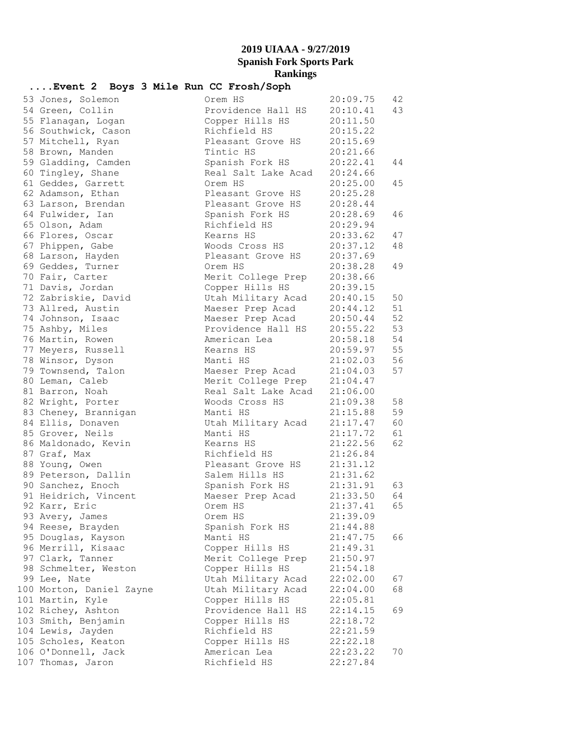# 2019 UIAAA - 9/27/2019
## Spanish Fork Sports Park
## Rankings

### ....Event 2 Boys 3 Mile Run CC Frosh/Soph

| Place | Name | School | Time | Points |
|---|---|---|---|---|
| 53 | Jones, Solemon | Orem HS | 20:09.75 | 42 |
| 54 | Green, Collin | Providence Hall HS | 20:10.41 | 43 |
| 55 | Flanagan, Logan | Copper Hills HS | 20:11.50 | |
| 56 | Southwick, Cason | Richfield HS | 20:15.22 | |
| 57 | Mitchell, Ryan | Pleasant Grove HS | 20:15.69 | |
| 58 | Brown, Manden | Tintic HS | 20:21.66 | |
| 59 | Gladding, Camden | Spanish Fork HS | 20:22.41 | 44 |
| 60 | Tingley, Shane | Real Salt Lake Acad | 20:24.66 | |
| 61 | Geddes, Garrett | Orem HS | 20:25.00 | 45 |
| 62 | Adamson, Ethan | Pleasant Grove HS | 20:25.28 | |
| 63 | Larson, Brendan | Pleasant Grove HS | 20:28.44 | |
| 64 | Fulwider, Ian | Spanish Fork HS | 20:28.69 | 46 |
| 65 | Olson, Adam | Richfield HS | 20:29.94 | |
| 66 | Flores, Oscar | Kearns HS | 20:33.62 | 47 |
| 67 | Phippen, Gabe | Woods Cross HS | 20:37.12 | 48 |
| 68 | Larson, Hayden | Pleasant Grove HS | 20:37.69 | |
| 69 | Geddes, Turner | Orem HS | 20:38.28 | 49 |
| 70 | Fair, Carter | Merit College Prep | 20:38.66 | |
| 71 | Davis, Jordan | Copper Hills HS | 20:39.15 | |
| 72 | Zabriskie, David | Utah Military Acad | 20:40.15 | 50 |
| 73 | Allred, Austin | Maeser Prep Acad | 20:44.12 | 51 |
| 74 | Johnson, Isaac | Maeser Prep Acad | 20:50.44 | 52 |
| 75 | Ashby, Miles | Providence Hall HS | 20:55.22 | 53 |
| 76 | Martin, Rowen | American Lea | 20:58.18 | 54 |
| 77 | Meyers, Russell | Kearns HS | 20:59.97 | 55 |
| 78 | Winsor, Dyson | Manti HS | 21:02.03 | 56 |
| 79 | Townsend, Talon | Maeser Prep Acad | 21:04.03 | 57 |
| 80 | Leman, Caleb | Merit College Prep | 21:04.47 | |
| 81 | Barron, Noah | Real Salt Lake Acad | 21:06.00 | |
| 82 | Wright, Porter | Woods Cross HS | 21:09.38 | 58 |
| 83 | Cheney, Brannigan | Manti HS | 21:15.88 | 59 |
| 84 | Ellis, Donaven | Utah Military Acad | 21:17.47 | 60 |
| 85 | Grover, Neils | Manti HS | 21:17.72 | 61 |
| 86 | Maldonado, Kevin | Kearns HS | 21:22.56 | 62 |
| 87 | Graf, Max | Richfield HS | 21:26.84 | |
| 88 | Young, Owen | Pleasant Grove HS | 21:31.12 | |
| 89 | Peterson, Dallin | Salem Hills HS | 21:31.62 | |
| 90 | Sanchez, Enoch | Spanish Fork HS | 21:31.91 | 63 |
| 91 | Heidrich, Vincent | Maeser Prep Acad | 21:33.50 | 64 |
| 92 | Karr, Eric | Orem HS | 21:37.41 | 65 |
| 93 | Avery, James | Orem HS | 21:39.09 | |
| 94 | Reese, Brayden | Spanish Fork HS | 21:44.88 | |
| 95 | Douglas, Kayson | Manti HS | 21:47.75 | 66 |
| 96 | Merrill, Kisaac | Copper Hills HS | 21:49.31 | |
| 97 | Clark, Tanner | Merit College Prep | 21:50.97 | |
| 98 | Schmelter, Weston | Copper Hills HS | 21:54.18 | |
| 99 | Lee, Nate | Utah Military Acad | 22:02.00 | 67 |
| 100 | Morton, Daniel Zayne | Utah Military Acad | 22:04.00 | 68 |
| 101 | Martin, Kyle | Copper Hills HS | 22:05.81 | |
| 102 | Richey, Ashton | Providence Hall HS | 22:14.15 | 69 |
| 103 | Smith, Benjamin | Copper Hills HS | 22:18.72 | |
| 104 | Lewis, Jayden | Richfield HS | 22:21.59 | |
| 105 | Scholes, Keaton | Copper Hills HS | 22:22.18 | |
| 106 | O'Donnell, Jack | American Lea | 22:23.22 | 70 |
| 107 | Thomas, Jaron | Richfield HS | 22:27.84 | |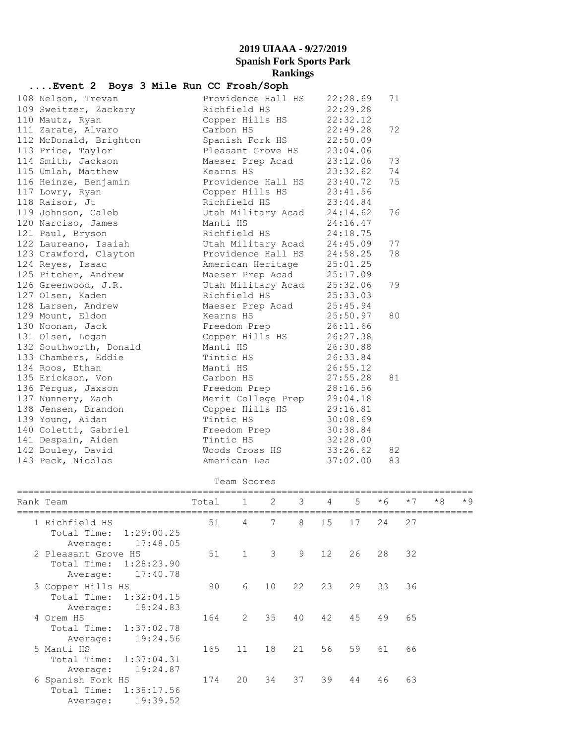# 2019 UIAAA - 9/27/2019
## Spanish Fork Sports Park
## Rankings

### ....Event 2 Boys 3 Mile Run CC Frosh/Soph

| Place | Name | School | Time | Points |
|---|---|---|---|---|
| 108 | Nelson, Trevan | Providence Hall HS | 22:28.69 | 71 |
| 109 | Sweitzer, Zackary | Richfield HS | 22:29.28 | |
| 110 | Mautz, Ryan | Copper Hills HS | 22:32.12 | |
| 111 | Zarate, Alvaro | Carbon HS | 22:49.28 | 72 |
| 112 | McDonald, Brighton | Spanish Fork HS | 22:50.09 | |
| 113 | Price, Taylor | Pleasant Grove HS | 23:04.06 | |
| 114 | Smith, Jackson | Maeser Prep Acad | 23:12.06 | 73 |
| 115 | Umlah, Matthew | Kearns HS | 23:32.62 | 74 |
| 116 | Heinze, Benjamin | Providence Hall HS | 23:40.72 | 75 |
| 117 | Lowry, Ryan | Copper Hills HS | 23:41.56 | |
| 118 | Raisor, Jt | Richfield HS | 23:44.84 | |
| 119 | Johnson, Caleb | Utah Military Acad | 24:14.62 | 76 |
| 120 | Narciso, James | Manti HS | 24:16.47 | |
| 121 | Paul, Bryson | Richfield HS | 24:18.75 | |
| 122 | Laureano, Isaiah | Utah Military Acad | 24:45.09 | 77 |
| 123 | Crawford, Clayton | Providence Hall HS | 24:58.25 | 78 |
| 124 | Reyes, Isaac | American Heritage | 25:01.25 | |
| 125 | Pitcher, Andrew | Maeser Prep Acad | 25:17.09 | |
| 126 | Greenwood, J.R. | Utah Military Acad | 25:32.06 | 79 |
| 127 | Olsen, Kaden | Richfield HS | 25:33.03 | |
| 128 | Larsen, Andrew | Maeser Prep Acad | 25:45.94 | |
| 129 | Mount, Eldon | Kearns HS | 25:50.97 | 80 |
| 130 | Noonan, Jack | Freedom Prep | 26:11.66 | |
| 131 | Olsen, Logan | Copper Hills HS | 26:27.38 | |
| 132 | Southworth, Donald | Manti HS | 26:30.88 | |
| 133 | Chambers, Eddie | Tintic HS | 26:33.84 | |
| 134 | Roos, Ethan | Manti HS | 26:55.12 | |
| 135 | Erickson, Von | Carbon HS | 27:55.28 | 81 |
| 136 | Fergus, Jaxson | Freedom Prep | 28:16.56 | |
| 137 | Nunnery, Zach | Merit College Prep | 29:04.18 | |
| 138 | Jensen, Brandon | Copper Hills HS | 29:16.81 | |
| 139 | Young, Aidan | Tintic HS | 30:08.69 | |
| 140 | Coletti, Gabriel | Freedom Prep | 30:38.84 | |
| 141 | Despain, Aiden | Tintic HS | 32:28.00 | |
| 142 | Bouley, David | Woods Cross HS | 33:26.62 | 82 |
| 143 | Peck, Nicolas | American Lea | 37:02.00 | 83 |

### Team Scores

| Rank | Team | Total | 1 | 2 | 3 | 4 | 5 | *6 | *7 | *8 | *9 |
|---|---|---|---|---|---|---|---|---|---|---|---|
| 1 | Richfield HS | 51 | 4 | 7 | 8 | 15 | 17 | 24 | 27 | | |
| | Total Time: 1:29:00.25 | | | | | | | | | | |
| | Average: 17:48.05 | | | | | | | | | | |
| 2 | Pleasant Grove HS | 51 | 1 | 3 | 9 | 12 | 26 | 28 | 32 | | |
| | Total Time: 1:28:23.90 | | | | | | | | | | |
| | Average: 17:40.78 | | | | | | | | | | |
| 3 | Copper Hills HS | 90 | 6 | 10 | 22 | 23 | 29 | 33 | 36 | | |
| | Total Time: 1:32:04.15 | | | | | | | | | | |
| | Average: 18:24.83 | | | | | | | | | | |
| 4 | Orem HS | 164 | 2 | 35 | 40 | 42 | 45 | 49 | 65 | | |
| | Total Time: 1:37:02.78 | | | | | | | | | | |
| | Average: 19:24.56 | | | | | | | | | | |
| 5 | Manti HS | 165 | 11 | 18 | 21 | 56 | 59 | 61 | 66 | | |
| | Total Time: 1:37:04.31 | | | | | | | | | | |
| | Average: 19:24.87 | | | | | | | | | | |
| 6 | Spanish Fork HS | 174 | 20 | 34 | 37 | 39 | 44 | 46 | 63 | | |
| | Total Time: 1:38:17.56 | | | | | | | | | | |
| | Average: 19:39.52 | | | | | | | | | | |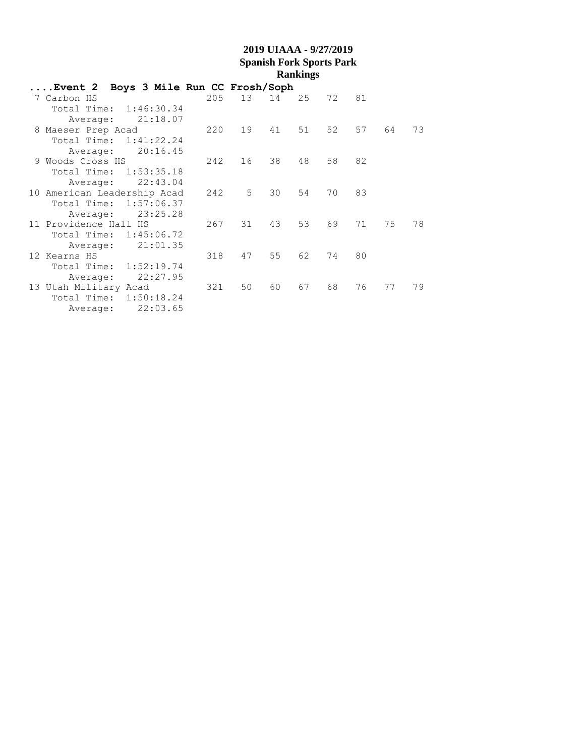# 2019 UIAAA - 9/27/2019

## Spanish Fork Sports Park

## Rankings

**....Event 2 Boys 3 Mile Run CC Frosh/Soph**

| Rank | Team | Score | 1 | 2 | 3 | 4 | 5 | 6 | 7 |
|---|---|---|---|---|---|---|---|---|---|
| 7 | Carbon HS | 205 | 13 | 14 | 25 | 72 | 81 | | |
| | Total Time: 1:46:30.34 | | | | | | | | |
| | Average: 21:18.07 | | | | | | | | |
| 8 | Maeser Prep Acad | 220 | 19 | 41 | 51 | 52 | 57 | 64 | 73 |
| | Total Time: 1:41:22.24 | | | | | | | | |
| | Average: 20:16.45 | | | | | | | | |
| 9 | Woods Cross HS | 242 | 16 | 38 | 48 | 58 | 82 | | |
| | Total Time: 1:53:35.18 | | | | | | | | |
| | Average: 22:43.04 | | | | | | | | |
| 10 | American Leadership Acad | 242 | 5 | 30 | 54 | 70 | 83 | | |
| | Total Time: 1:57:06.37 | | | | | | | | |
| | Average: 23:25.28 | | | | | | | | |
| 11 | Providence Hall HS | 267 | 31 | 43 | 53 | 69 | 71 | 75 | 78 |
| | Total Time: 1:45:06.72 | | | | | | | | |
| | Average: 21:01.35 | | | | | | | | |
| 12 | Kearns HS | 318 | 47 | 55 | 62 | 74 | 80 | | |
| | Total Time: 1:52:19.74 | | | | | | | | |
| | Average: 22:27.95 | | | | | | | | |
| 13 | Utah Military Acad | 321 | 50 | 60 | 67 | 68 | 76 | 77 | 79 |
| | Total Time: 1:50:18.24 | | | | | | | | |
| | Average: 22:03.65 | | | | | | | | |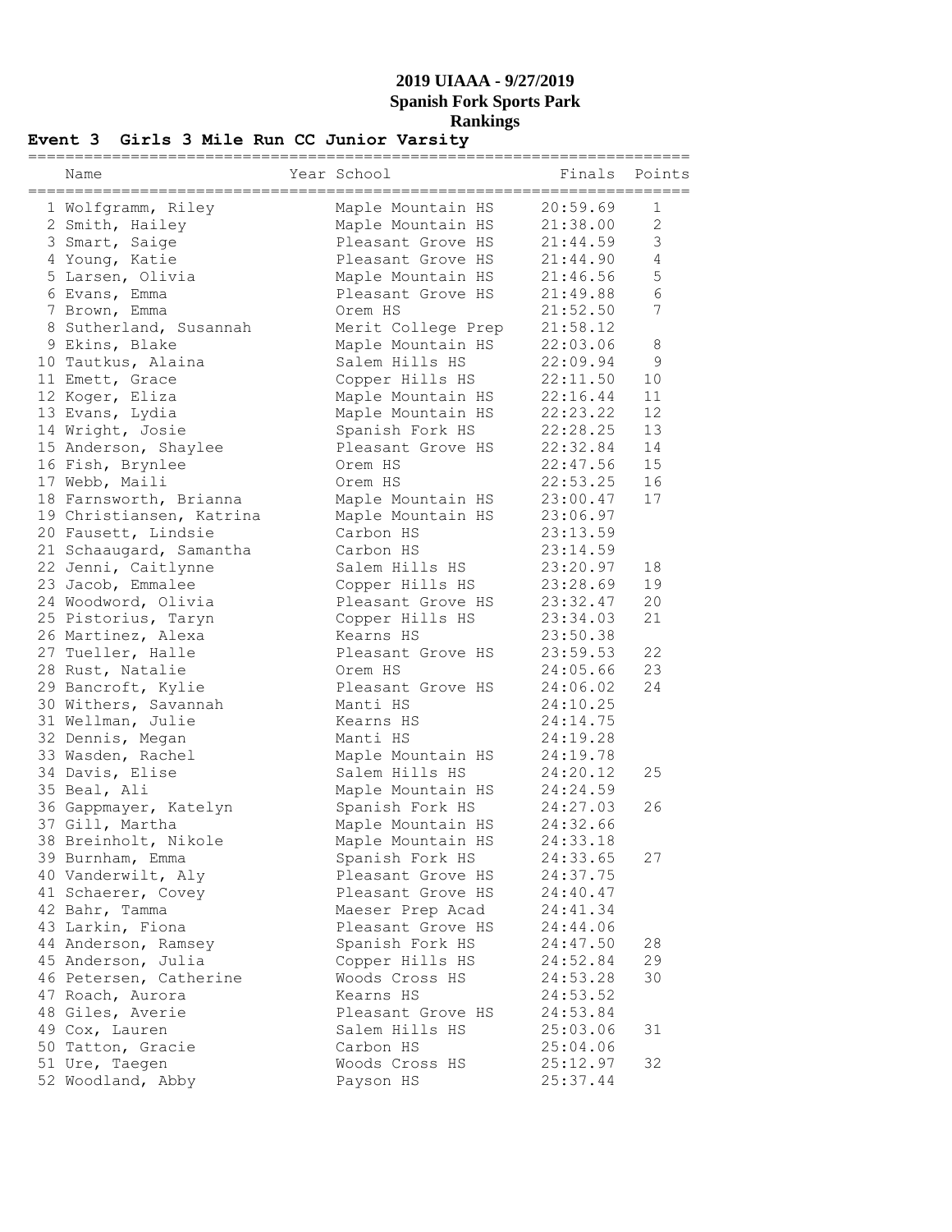# 2019 UIAAA - 9/27/2019
## Spanish Fork Sports Park
## Rankings

### Event 3 Girls 3 Mile Run CC Junior Varsity

| | Name | Year | School | Finals | Points |
|---|---|---|---|---|---|
| 1 | Wolfgramm, Riley | | Maple Mountain HS | 20:59.69 | 1 |
| 2 | Smith, Hailey | | Maple Mountain HS | 21:38.00 | 2 |
| 3 | Smart, Saige | | Pleasant Grove HS | 21:44.59 | 3 |
| 4 | Young, Katie | | Pleasant Grove HS | 21:44.90 | 4 |
| 5 | Larsen, Olivia | | Maple Mountain HS | 21:46.56 | 5 |
| 6 | Evans, Emma | | Pleasant Grove HS | 21:49.88 | 6 |
| 7 | Brown, Emma | | Orem HS | 21:52.50 | 7 |
| 8 | Sutherland, Susannah | | Merit College Prep | 21:58.12 | |
| 9 | Ekins, Blake | | Maple Mountain HS | 22:03.06 | 8 |
| 10 | Tautkus, Alaina | | Salem Hills HS | 22:09.94 | 9 |
| 11 | Emett, Grace | | Copper Hills HS | 22:11.50 | 10 |
| 12 | Koger, Eliza | | Maple Mountain HS | 22:16.44 | 11 |
| 13 | Evans, Lydia | | Maple Mountain HS | 22:23.22 | 12 |
| 14 | Wright, Josie | | Spanish Fork HS | 22:28.25 | 13 |
| 15 | Anderson, Shaylee | | Pleasant Grove HS | 22:32.84 | 14 |
| 16 | Fish, Brynlee | | Orem HS | 22:47.56 | 15 |
| 17 | Webb, Maili | | Orem HS | 22:53.25 | 16 |
| 18 | Farnsworth, Brianna | | Maple Mountain HS | 23:00.47 | 17 |
| 19 | Christiansen, Katrina | | Maple Mountain HS | 23:06.97 | |
| 20 | Fausett, Lindsie | | Carbon HS | 23:13.59 | |
| 21 | Schaaugard, Samantha | | Carbon HS | 23:14.59 | |
| 22 | Jenni, Caitlynne | | Salem Hills HS | 23:20.97 | 18 |
| 23 | Jacob, Emmalee | | Copper Hills HS | 23:28.69 | 19 |
| 24 | Woodword, Olivia | | Pleasant Grove HS | 23:32.47 | 20 |
| 25 | Pistorius, Taryn | | Copper Hills HS | 23:34.03 | 21 |
| 26 | Martinez, Alexa | | Kearns HS | 23:50.38 | |
| 27 | Tueller, Halle | | Pleasant Grove HS | 23:59.53 | 22 |
| 28 | Rust, Natalie | | Orem HS | 24:05.66 | 23 |
| 29 | Bancroft, Kylie | | Pleasant Grove HS | 24:06.02 | 24 |
| 30 | Withers, Savannah | | Manti HS | 24:10.25 | |
| 31 | Wellman, Julie | | Kearns HS | 24:14.75 | |
| 32 | Dennis, Megan | | Manti HS | 24:19.28 | |
| 33 | Wasden, Rachel | | Maple Mountain HS | 24:19.78 | |
| 34 | Davis, Elise | | Salem Hills HS | 24:20.12 | 25 |
| 35 | Beal, Ali | | Maple Mountain HS | 24:24.59 | |
| 36 | Gappmayer, Katelyn | | Spanish Fork HS | 24:27.03 | 26 |
| 37 | Gill, Martha | | Maple Mountain HS | 24:32.66 | |
| 38 | Breinholt, Nikole | | Maple Mountain HS | 24:33.18 | |
| 39 | Burnham, Emma | | Spanish Fork HS | 24:33.65 | 27 |
| 40 | Vanderwilt, Aly | | Pleasant Grove HS | 24:37.75 | |
| 41 | Schaerer, Covey | | Pleasant Grove HS | 24:40.47 | |
| 42 | Bahr, Tamma | | Maeser Prep Acad | 24:41.34 | |
| 43 | Larkin, Fiona | | Pleasant Grove HS | 24:44.06 | |
| 44 | Anderson, Ramsey | | Spanish Fork HS | 24:47.50 | 28 |
| 45 | Anderson, Julia | | Copper Hills HS | 24:52.84 | 29 |
| 46 | Petersen, Catherine | | Woods Cross HS | 24:53.28 | 30 |
| 47 | Roach, Aurora | | Kearns HS | 24:53.52 | |
| 48 | Giles, Averie | | Pleasant Grove HS | 24:53.84 | |
| 49 | Cox, Lauren | | Salem Hills HS | 25:03.06 | 31 |
| 50 | Tatton, Gracie | | Carbon HS | 25:04.06 | |
| 51 | Ure, Taegen | | Woods Cross HS | 25:12.97 | 32 |
| 52 | Woodland, Abby | | Payson HS | 25:37.44 | |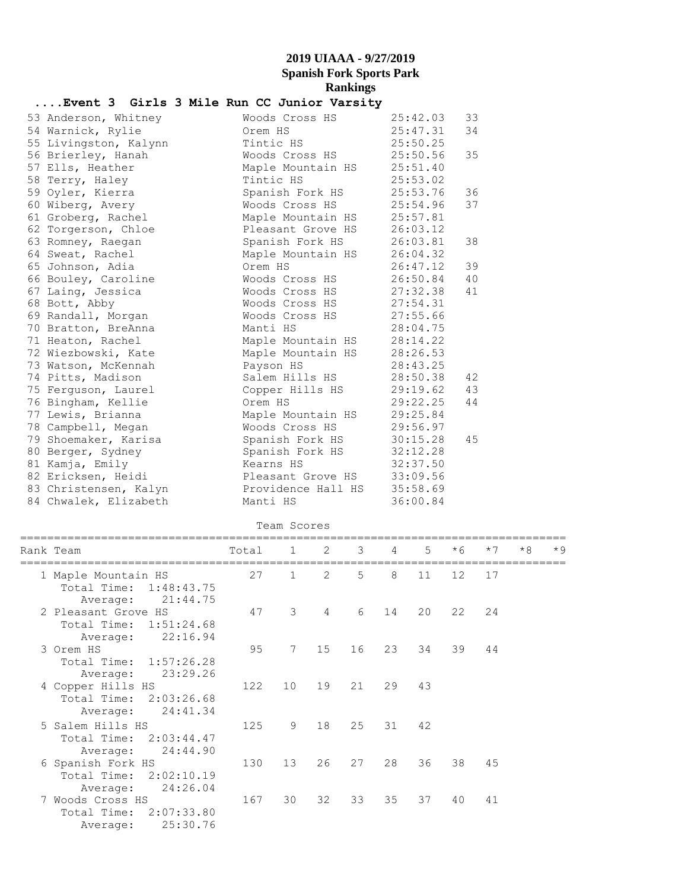# 2019 UIAAA - 9/27/2019
## Spanish Fork Sports Park
## Rankings

### ....Event 3 Girls 3 Mile Run CC Junior Varsity

| Place | Name | School | Time | Points |
|---|---|---|---|---|
| 53 | Anderson, Whitney | Woods Cross HS | 25:42.03 | 33 |
| 54 | Warnick, Rylie | Orem HS | 25:47.31 | 34 |
| 55 | Livingston, Kalynn | Tintic HS | 25:50.25 | |
| 56 | Brierley, Hanah | Woods Cross HS | 25:50.56 | 35 |
| 57 | Ells, Heather | Maple Mountain HS | 25:51.40 | |
| 58 | Terry, Haley | Tintic HS | 25:53.02 | |
| 59 | Oyler, Kierra | Spanish Fork HS | 25:53.76 | 36 |
| 60 | Wiberg, Avery | Woods Cross HS | 25:54.96 | 37 |
| 61 | Groberg, Rachel | Maple Mountain HS | 25:57.81 | |
| 62 | Torgerson, Chloe | Pleasant Grove HS | 26:03.12 | |
| 63 | Romney, Raegan | Spanish Fork HS | 26:03.81 | 38 |
| 64 | Sweat, Rachel | Maple Mountain HS | 26:04.32 | |
| 65 | Johnson, Adia | Orem HS | 26:47.12 | 39 |
| 66 | Bouley, Caroline | Woods Cross HS | 26:50.84 | 40 |
| 67 | Laing, Jessica | Woods Cross HS | 27:32.38 | 41 |
| 68 | Bott, Abby | Woods Cross HS | 27:54.31 | |
| 69 | Randall, Morgan | Woods Cross HS | 27:55.66 | |
| 70 | Bratton, BreAnna | Manti HS | 28:04.75 | |
| 71 | Heaton, Rachel | Maple Mountain HS | 28:14.22 | |
| 72 | Wiezbowski, Kate | Maple Mountain HS | 28:26.53 | |
| 73 | Watson, McKennah | Payson HS | 28:43.25 | |
| 74 | Pitts, Madison | Salem Hills HS | 28:50.38 | 42 |
| 75 | Ferguson, Laurel | Copper Hills HS | 29:19.62 | 43 |
| 76 | Bingham, Kellie | Orem HS | 29:22.25 | 44 |
| 77 | Lewis, Brianna | Maple Mountain HS | 29:25.84 | |
| 78 | Campbell, Megan | Woods Cross HS | 29:56.97 | |
| 79 | Shoemaker, Karisa | Spanish Fork HS | 30:15.28 | 45 |
| 80 | Berger, Sydney | Spanish Fork HS | 32:12.28 | |
| 81 | Kamja, Emily | Kearns HS | 32:37.50 | |
| 82 | Ericksen, Heidi | Pleasant Grove HS | 33:09.56 | |
| 83 | Christensen, Kalyn | Providence Hall HS | 35:58.69 | |
| 84 | Chwalek, Elizabeth | Manti HS | 36:00.84 | |

### Team Scores

| Rank | Team | Total | 1 | 2 | 3 | 4 | 5 | *6 | *7 | *8 | *9 |
|---|---|---|---|---|---|---|---|---|---|---|---|
| 1 | Maple Mountain HS<br>Total Time: 1:48:43.75<br>Average: 21:44.75 | 27 | 1 | 2 | 5 | 8 | 11 | 12 | 17 | | |
| 2 | Pleasant Grove HS<br>Total Time: 1:51:24.68<br>Average: 22:16.94 | 47 | 3 | 4 | 6 | 14 | 20 | 22 | 24 | | |
| 3 | Orem HS<br>Total Time: 1:57:26.28<br>Average: 23:29.26 | 95 | 7 | 15 | 16 | 23 | 34 | 39 | 44 | | |
| 4 | Copper Hills HS<br>Total Time: 2:03:26.68<br>Average: 24:41.34 | 122 | 10 | 19 | 21 | 29 | 43 | | | | |
| 5 | Salem Hills HS<br>Total Time: 2:03:44.47<br>Average: 24:44.90 | 125 | 9 | 18 | 25 | 31 | 42 | | | | |
| 6 | Spanish Fork HS<br>Total Time: 2:02:10.19<br>Average: 24:26.04 | 130 | 13 | 26 | 27 | 28 | 36 | 38 | 45 | | |
| 7 | Woods Cross HS<br>Total Time: 2:07:33.80<br>Average: 25:30.76 | 167 | 30 | 32 | 33 | 35 | 37 | 40 | 41 | | |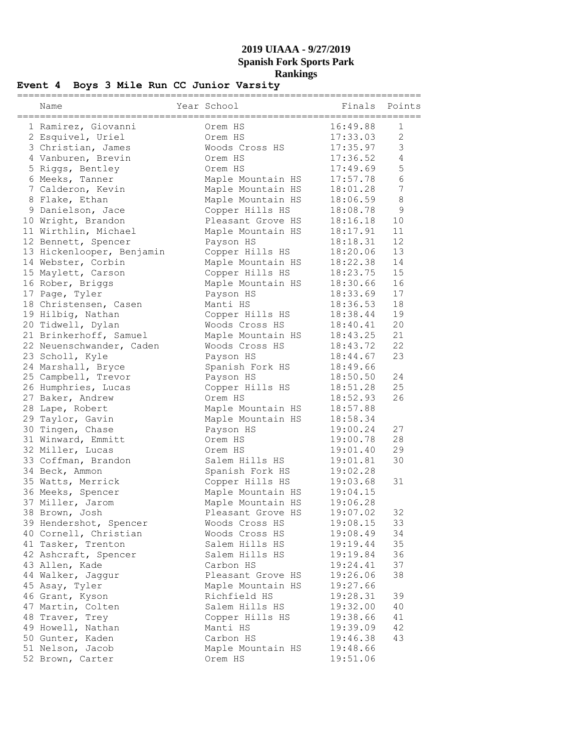# 2019 UIAAA - 9/27/2019

## Spanish Fork Sports Park

## Rankings

### Event 4 Boys 3 Mile Run CC Junior Varsity

| | Name | Year | School | Finals | Points |
|---|---|---|---|---|---|
| 1 | Ramirez, Giovanni | | Orem HS | 16:49.88 | 1 |
| 2 | Esquivel, Uriel | | Orem HS | 17:33.03 | 2 |
| 3 | Christian, James | | Woods Cross HS | 17:35.97 | 3 |
| 4 | Vanburen, Brevin | | Orem HS | 17:36.52 | 4 |
| 5 | Riggs, Bentley | | Orem HS | 17:49.69 | 5 |
| 6 | Meeks, Tanner | | Maple Mountain HS | 17:57.78 | 6 |
| 7 | Calderon, Kevin | | Maple Mountain HS | 18:01.28 | 7 |
| 8 | Flake, Ethan | | Maple Mountain HS | 18:06.59 | 8 |
| 9 | Danielson, Jace | | Copper Hills HS | 18:08.78 | 9 |
| 10 | Wright, Brandon | | Pleasant Grove HS | 18:16.18 | 10 |
| 11 | Wirthlin, Michael | | Maple Mountain HS | 18:17.91 | 11 |
| 12 | Bennett, Spencer | | Payson HS | 18:18.31 | 12 |
| 13 | Hickenlooper, Benjamin | | Copper Hills HS | 18:20.06 | 13 |
| 14 | Webster, Corbin | | Maple Mountain HS | 18:22.38 | 14 |
| 15 | Maylett, Carson | | Copper Hills HS | 18:23.75 | 15 |
| 16 | Rober, Briggs | | Maple Mountain HS | 18:30.66 | 16 |
| 17 | Page, Tyler | | Payson HS | 18:33.69 | 17 |
| 18 | Christensen, Casen | | Manti HS | 18:36.53 | 18 |
| 19 | Hilbig, Nathan | | Copper Hills HS | 18:38.44 | 19 |
| 20 | Tidwell, Dylan | | Woods Cross HS | 18:40.41 | 20 |
| 21 | Brinkerhoff, Samuel | | Maple Mountain HS | 18:43.25 | 21 |
| 22 | Neuenschwander, Caden | | Woods Cross HS | 18:43.72 | 22 |
| 23 | Scholl, Kyle | | Payson HS | 18:44.67 | 23 |
| 24 | Marshall, Bryce | | Spanish Fork HS | 18:49.66 | |
| 25 | Campbell, Trevor | | Payson HS | 18:50.50 | 24 |
| 26 | Humphries, Lucas | | Copper Hills HS | 18:51.28 | 25 |
| 27 | Baker, Andrew | | Orem HS | 18:52.93 | 26 |
| 28 | Lape, Robert | | Maple Mountain HS | 18:57.88 | |
| 29 | Taylor, Gavin | | Maple Mountain HS | 18:58.34 | |
| 30 | Tingen, Chase | | Payson HS | 19:00.24 | 27 |
| 31 | Winward, Emmitt | | Orem HS | 19:00.78 | 28 |
| 32 | Miller, Lucas | | Orem HS | 19:01.40 | 29 |
| 33 | Coffman, Brandon | | Salem Hills HS | 19:01.81 | 30 |
| 34 | Beck, Ammon | | Spanish Fork HS | 19:02.28 | |
| 35 | Watts, Merrick | | Copper Hills HS | 19:03.68 | 31 |
| 36 | Meeks, Spencer | | Maple Mountain HS | 19:04.15 | |
| 37 | Miller, Jarom | | Maple Mountain HS | 19:06.28 | |
| 38 | Brown, Josh | | Pleasant Grove HS | 19:07.02 | 32 |
| 39 | Hendershot, Spencer | | Woods Cross HS | 19:08.15 | 33 |
| 40 | Cornell, Christian | | Woods Cross HS | 19:08.49 | 34 |
| 41 | Tasker, Trenton | | Salem Hills HS | 19:19.44 | 35 |
| 42 | Ashcraft, Spencer | | Salem Hills HS | 19:19.84 | 36 |
| 43 | Allen, Kade | | Carbon HS | 19:24.41 | 37 |
| 44 | Walker, Jaggur | | Pleasant Grove HS | 19:26.06 | 38 |
| 45 | Asay, Tyler | | Maple Mountain HS | 19:27.66 | |
| 46 | Grant, Kyson | | Richfield HS | 19:28.31 | 39 |
| 47 | Martin, Colten | | Salem Hills HS | 19:32.00 | 40 |
| 48 | Traver, Trey | | Copper Hills HS | 19:38.66 | 41 |
| 49 | Howell, Nathan | | Manti HS | 19:39.09 | 42 |
| 50 | Gunter, Kaden | | Carbon HS | 19:46.38 | 43 |
| 51 | Nelson, Jacob | | Maple Mountain HS | 19:48.66 | |
| 52 | Brown, Carter | | Orem HS | 19:51.06 | |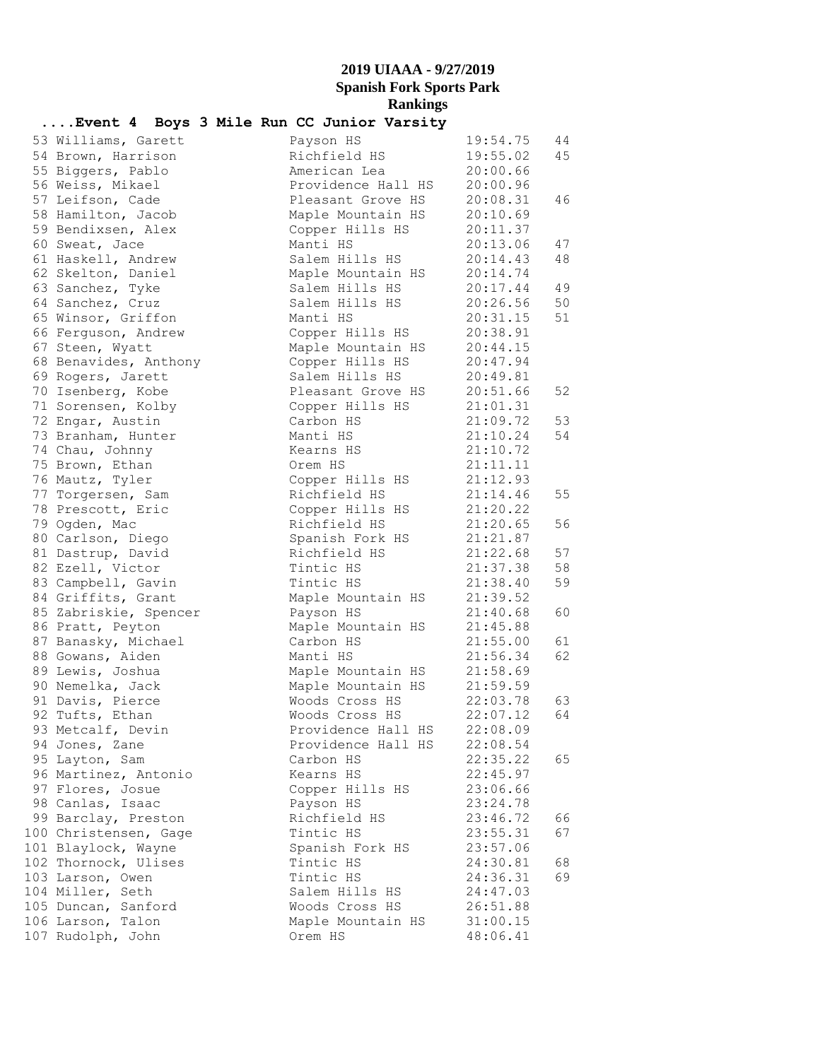## 2019 UIAAA - 9/27/2019
## Spanish Fork Sports Park
## Rankings

### ....Event 4 Boys 3 Mile Run CC Junior Varsity

| Place | Name | School | Time | Points |
|---|---|---|---|---|
| 53 | Williams, Garett | Payson HS | 19:54.75 | 44 |
| 54 | Brown, Harrison | Richfield HS | 19:55.02 | 45 |
| 55 | Biggers, Pablo | American Lea | 20:00.66 | |
| 56 | Weiss, Mikael | Providence Hall HS | 20:00.96 | |
| 57 | Leifson, Cade | Pleasant Grove HS | 20:08.31 | 46 |
| 58 | Hamilton, Jacob | Maple Mountain HS | 20:10.69 | |
| 59 | Bendixsen, Alex | Copper Hills HS | 20:11.37 | |
| 60 | Sweat, Jace | Manti HS | 20:13.06 | 47 |
| 61 | Haskell, Andrew | Salem Hills HS | 20:14.43 | 48 |
| 62 | Skelton, Daniel | Maple Mountain HS | 20:14.74 | |
| 63 | Sanchez, Tyke | Salem Hills HS | 20:17.44 | 49 |
| 64 | Sanchez, Cruz | Salem Hills HS | 20:26.56 | 50 |
| 65 | Winsor, Griffon | Manti HS | 20:31.15 | 51 |
| 66 | Ferguson, Andrew | Copper Hills HS | 20:38.91 | |
| 67 | Steen, Wyatt | Maple Mountain HS | 20:44.15 | |
| 68 | Benavides, Anthony | Copper Hills HS | 20:47.94 | |
| 69 | Rogers, Jarett | Salem Hills HS | 20:49.81 | |
| 70 | Isenberg, Kobe | Pleasant Grove HS | 20:51.66 | 52 |
| 71 | Sorensen, Kolby | Copper Hills HS | 21:01.31 | |
| 72 | Engar, Austin | Carbon HS | 21:09.72 | 53 |
| 73 | Branham, Hunter | Manti HS | 21:10.24 | 54 |
| 74 | Chau, Johnny | Kearns HS | 21:10.72 | |
| 75 | Brown, Ethan | Orem HS | 21:11.11 | |
| 76 | Mautz, Tyler | Copper Hills HS | 21:12.93 | |
| 77 | Torgersen, Sam | Richfield HS | 21:14.46 | 55 |
| 78 | Prescott, Eric | Copper Hills HS | 21:20.22 | |
| 79 | Ogden, Mac | Richfield HS | 21:20.65 | 56 |
| 80 | Carlson, Diego | Spanish Fork HS | 21:21.87 | |
| 81 | Dastrup, David | Richfield HS | 21:22.68 | 57 |
| 82 | Ezell, Victor | Tintic HS | 21:37.38 | 58 |
| 83 | Campbell, Gavin | Tintic HS | 21:38.40 | 59 |
| 84 | Griffits, Grant | Maple Mountain HS | 21:39.52 | |
| 85 | Zabriskie, Spencer | Payson HS | 21:40.68 | 60 |
| 86 | Pratt, Peyton | Maple Mountain HS | 21:45.88 | |
| 87 | Banasky, Michael | Carbon HS | 21:55.00 | 61 |
| 88 | Gowans, Aiden | Manti HS | 21:56.34 | 62 |
| 89 | Lewis, Joshua | Maple Mountain HS | 21:58.69 | |
| 90 | Nemelka, Jack | Maple Mountain HS | 21:59.59 | |
| 91 | Davis, Pierce | Woods Cross HS | 22:03.78 | 63 |
| 92 | Tufts, Ethan | Woods Cross HS | 22:07.12 | 64 |
| 93 | Metcalf, Devin | Providence Hall HS | 22:08.09 | |
| 94 | Jones, Zane | Providence Hall HS | 22:08.54 | |
| 95 | Layton, Sam | Carbon HS | 22:35.22 | 65 |
| 96 | Martinez, Antonio | Kearns HS | 22:45.97 | |
| 97 | Flores, Josue | Copper Hills HS | 23:06.66 | |
| 98 | Canlas, Isaac | Payson HS | 23:24.78 | |
| 99 | Barclay, Preston | Richfield HS | 23:46.72 | 66 |
| 100 | Christensen, Gage | Tintic HS | 23:55.31 | 67 |
| 101 | Blaylock, Wayne | Spanish Fork HS | 23:57.06 | |
| 102 | Thornock, Ulises | Tintic HS | 24:30.81 | 68 |
| 103 | Larson, Owen | Tintic HS | 24:36.31 | 69 |
| 104 | Miller, Seth | Salem Hills HS | 24:47.03 | |
| 105 | Duncan, Sanford | Woods Cross HS | 26:51.88 | |
| 106 | Larson, Talon | Maple Mountain HS | 31:00.15 | |
| 107 | Rudolph, John | Orem HS | 48:06.41 | |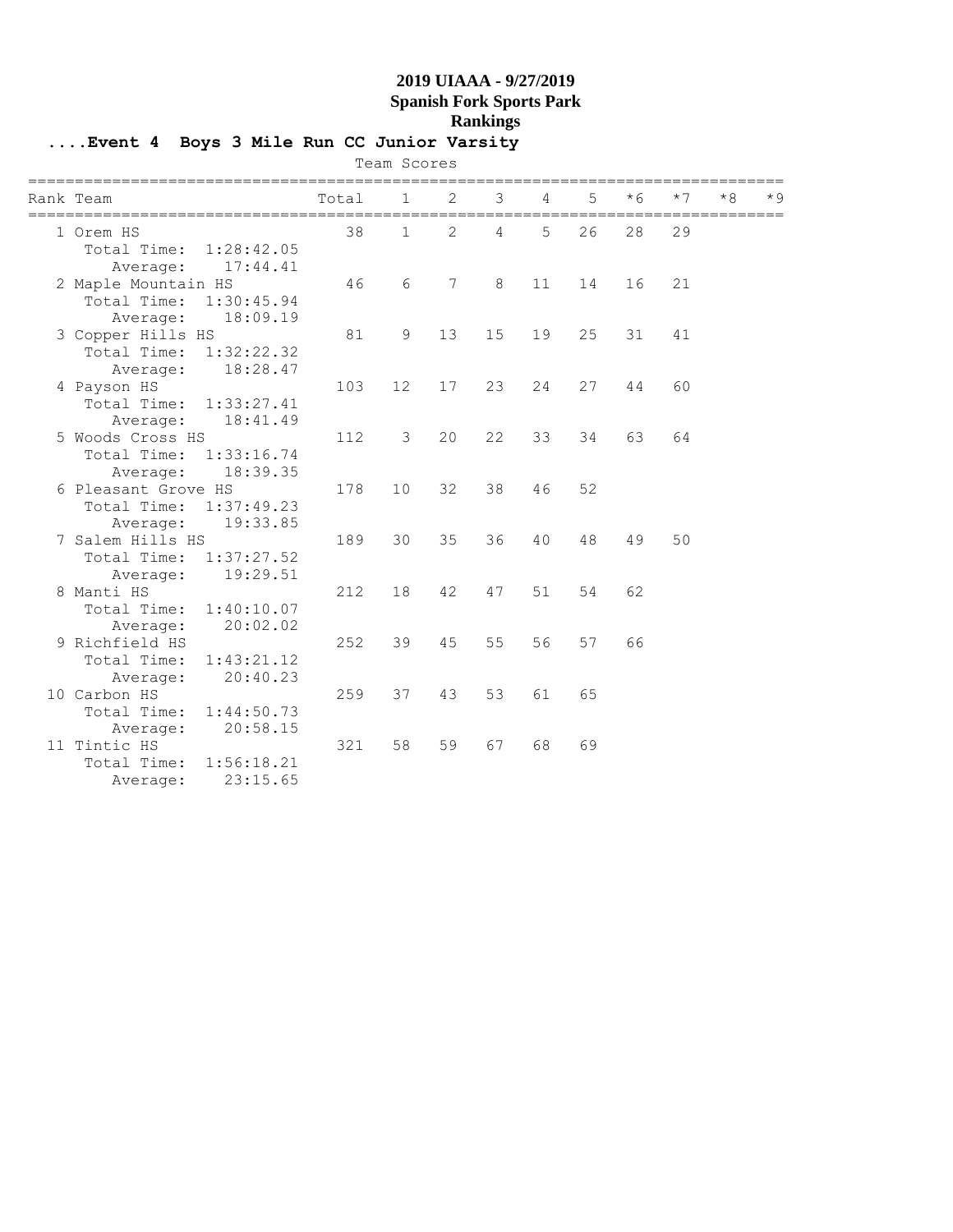# 2019 UIAAA - 9/27/2019
## Spanish Fork Sports Park
## Rankings

### ....Event 4 Boys 3 Mile Run CC Junior Varsity

Team Scores

| Rank | Team | Total | 1 | 2 | 3 | 4 | 5 | *6 | *7 | *8 | *9 |
|---|---|---|---|---|---|---|---|---|---|---|---|
| 1 | Orem HS | 38 | 1 | 2 | 4 | 5 | 26 | 28 | 29 | | |
| | Total Time: 1:28:42.05 | | | | | | | | | | |
| | Average: 17:44.41 | | | | | | | | | | |
| 2 | Maple Mountain HS | 46 | 6 | 7 | 8 | 11 | 14 | 16 | 21 | | |
| | Total Time: 1:30:45.94 | | | | | | | | | | |
| | Average: 18:09.19 | | | | | | | | | | |
| 3 | Copper Hills HS | 81 | 9 | 13 | 15 | 19 | 25 | 31 | 41 | | |
| | Total Time: 1:32:22.32 | | | | | | | | | | |
| | Average: 18:28.47 | | | | | | | | | | |
| 4 | Payson HS | 103 | 12 | 17 | 23 | 24 | 27 | 44 | 60 | | |
| | Total Time: 1:33:27.41 | | | | | | | | | | |
| | Average: 18:41.49 | | | | | | | | | | |
| 5 | Woods Cross HS | 112 | 3 | 20 | 22 | 33 | 34 | 63 | 64 | | |
| | Total Time: 1:33:16.74 | | | | | | | | | | |
| | Average: 18:39.35 | | | | | | | | | | |
| 6 | Pleasant Grove HS | 178 | 10 | 32 | 38 | 46 | 52 | | | | |
| | Total Time: 1:37:49.23 | | | | | | | | | | |
| | Average: 19:33.85 | | | | | | | | | | |
| 7 | Salem Hills HS | 189 | 30 | 35 | 36 | 40 | 48 | 49 | 50 | | |
| | Total Time: 1:37:27.52 | | | | | | | | | | |
| | Average: 19:29.51 | | | | | | | | | | |
| 8 | Manti HS | 212 | 18 | 42 | 47 | 51 | 54 | 62 | | | |
| | Total Time: 1:40:10.07 | | | | | | | | | | |
| | Average: 20:02.02 | | | | | | | | | | |
| 9 | Richfield HS | 252 | 39 | 45 | 55 | 56 | 57 | 66 | | | |
| | Total Time: 1:43:21.12 | | | | | | | | | | |
| | Average: 20:40.23 | | | | | | | | | | |
| 10 | Carbon HS | 259 | 37 | 43 | 53 | 61 | 65 | | | | |
| | Total Time: 1:44:50.73 | | | | | | | | | | |
| | Average: 20:58.15 | | | | | | | | | | |
| 11 | Tintic HS | 321 | 58 | 59 | 67 | 68 | 69 | | | | |
| | Total Time: 1:56:18.21 | | | | | | | | | | |
| | Average: 23:15.65 | | | | | | | | | | |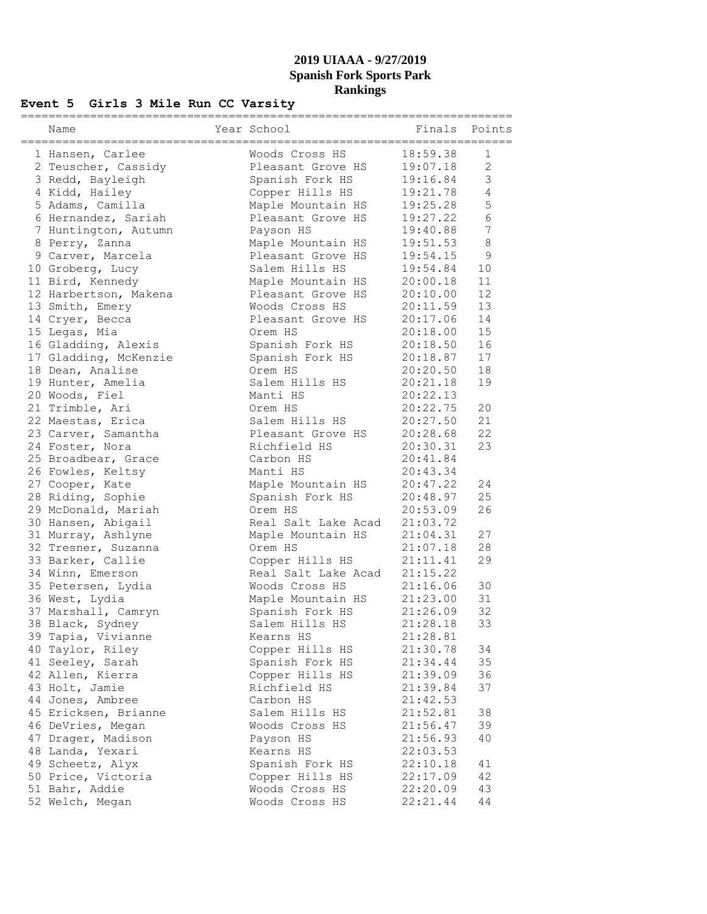# 2019 UIAAA - 9/27/2019
## Spanish Fork Sports Park
## Rankings

### Event 5 Girls 3 Mile Run CC Varsity

| Place | Name | Year | School | Finals | Points |
|---|---|---|---|---|---|
| 1 | Hansen, Carlee | | Woods Cross HS | 18:59.38 | 1 |
| 2 | Teuscher, Cassidy | | Pleasant Grove HS | 19:07.18 | 2 |
| 3 | Redd, Bayleigh | | Spanish Fork HS | 19:16.84 | 3 |
| 4 | Kidd, Hailey | | Copper Hills HS | 19:21.78 | 4 |
| 5 | Adams, Camilla | | Maple Mountain HS | 19:25.28 | 5 |
| 6 | Hernandez, Sariah | | Pleasant Grove HS | 19:27.22 | 6 |
| 7 | Huntington, Autumn | | Payson HS | 19:40.88 | 7 |
| 8 | Perry, Zanna | | Maple Mountain HS | 19:51.53 | 8 |
| 9 | Carver, Marcela | | Pleasant Grove HS | 19:54.15 | 9 |
| 10 | Groberg, Lucy | | Salem Hills HS | 19:54.84 | 10 |
| 11 | Bird, Kennedy | | Maple Mountain HS | 20:00.18 | 11 |
| 12 | Harbertson, Makena | | Pleasant Grove HS | 20:10.00 | 12 |
| 13 | Smith, Emery | | Woods Cross HS | 20:11.59 | 13 |
| 14 | Cryer, Becca | | Pleasant Grove HS | 20:17.06 | 14 |
| 15 | Legas, Mia | | Orem HS | 20:18.00 | 15 |
| 16 | Gladding, Alexis | | Spanish Fork HS | 20:18.50 | 16 |
| 17 | Gladding, McKenzie | | Spanish Fork HS | 20:18.87 | 17 |
| 18 | Dean, Analise | | Orem HS | 20:20.50 | 18 |
| 19 | Hunter, Amelia | | Salem Hills HS | 20:21.18 | 19 |
| 20 | Woods, Fiel | | Manti HS | 20:22.13 | |
| 21 | Trimble, Ari | | Orem HS | 20:22.75 | 20 |
| 22 | Maestas, Erica | | Salem Hills HS | 20:27.50 | 21 |
| 23 | Carver, Samantha | | Pleasant Grove HS | 20:28.68 | 22 |
| 24 | Foster, Nora | | Richfield HS | 20:30.31 | 23 |
| 25 | Broadbear, Grace | | Carbon HS | 20:41.84 | |
| 26 | Fowles, Keltsy | | Manti HS | 20:43.34 | |
| 27 | Cooper, Kate | | Maple Mountain HS | 20:47.22 | 24 |
| 28 | Riding, Sophie | | Spanish Fork HS | 20:48.97 | 25 |
| 29 | McDonald, Mariah | | Orem HS | 20:53.09 | 26 |
| 30 | Hansen, Abigail | | Real Salt Lake Acad | 21:03.72 | |
| 31 | Murray, Ashlyne | | Maple Mountain HS | 21:04.31 | 27 |
| 32 | Tresner, Suzanna | | Orem HS | 21:07.18 | 28 |
| 33 | Barker, Callie | | Copper Hills HS | 21:11.41 | 29 |
| 34 | Winn, Emerson | | Real Salt Lake Acad | 21:15.22 | |
| 35 | Petersen, Lydia | | Woods Cross HS | 21:16.06 | 30 |
| 36 | West, Lydia | | Maple Mountain HS | 21:23.00 | 31 |
| 37 | Marshall, Camryn | | Spanish Fork HS | 21:26.09 | 32 |
| 38 | Black, Sydney | | Salem Hills HS | 21:28.18 | 33 |
| 39 | Tapia, Vivianne | | Kearns HS | 21:28.81 | |
| 40 | Taylor, Riley | | Copper Hills HS | 21:30.78 | 34 |
| 41 | Seeley, Sarah | | Spanish Fork HS | 21:34.44 | 35 |
| 42 | Allen, Kierra | | Copper Hills HS | 21:39.09 | 36 |
| 43 | Holt, Jamie | | Richfield HS | 21:39.84 | 37 |
| 44 | Jones, Ambree | | Carbon HS | 21:42.53 | |
| 45 | Ericksen, Brianne | | Salem Hills HS | 21:52.81 | 38 |
| 46 | DeVries, Megan | | Woods Cross HS | 21:56.47 | 39 |
| 47 | Drager, Madison | | Payson HS | 21:56.93 | 40 |
| 48 | Landa, Yexari | | Kearns HS | 22:03.53 | |
| 49 | Scheetz, Alyx | | Spanish Fork HS | 22:10.18 | 41 |
| 50 | Price, Victoria | | Copper Hills HS | 22:17.09 | 42 |
| 51 | Bahr, Addie | | Woods Cross HS | 22:20.09 | 43 |
| 52 | Welch, Megan | | Woods Cross HS | 22:21.44 | 44 |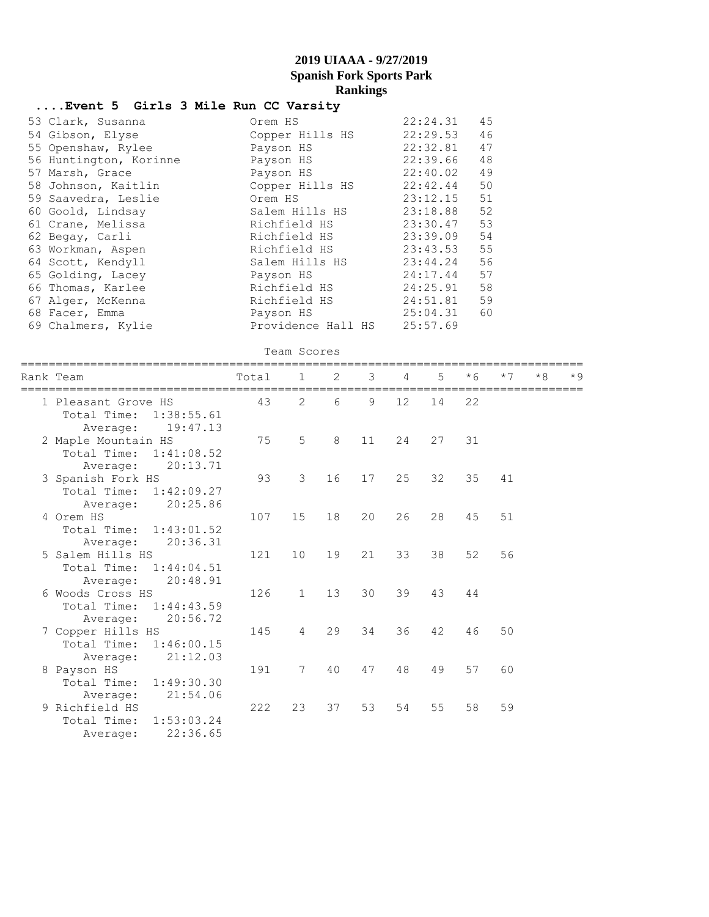# 2019 UIAAA - 9/27/2019
## Spanish Fork Sports Park
## Rankings

### ....Event 5 Girls 3 Mile Run CC Varsity

| Place | Name | School | Time | Points |
|---|---|---|---|---|
| 53 | Clark, Susanna | Orem HS | 22:24.31 | 45 |
| 54 | Gibson, Elyse | Copper Hills HS | 22:29.53 | 46 |
| 55 | Openshaw, Rylee | Payson HS | 22:32.81 | 47 |
| 56 | Huntington, Korinne | Payson HS | 22:39.66 | 48 |
| 57 | Marsh, Grace | Payson HS | 22:40.02 | 49 |
| 58 | Johnson, Kaitlin | Copper Hills HS | 22:42.44 | 50 |
| 59 | Saavedra, Leslie | Orem HS | 23:12.15 | 51 |
| 60 | Goold, Lindsay | Salem Hills HS | 23:18.88 | 52 |
| 61 | Crane, Melissa | Richfield HS | 23:30.47 | 53 |
| 62 | Begay, Carli | Richfield HS | 23:39.09 | 54 |
| 63 | Workman, Aspen | Richfield HS | 23:43.53 | 55 |
| 64 | Scott, Kendyll | Salem Hills HS | 23:44.24 | 56 |
| 65 | Golding, Lacey | Payson HS | 24:17.44 | 57 |
| 66 | Thomas, Karlee | Richfield HS | 24:25.91 | 58 |
| 67 | Alger, McKenna | Richfield HS | 24:51.81 | 59 |
| 68 | Facer, Emma | Payson HS | 25:04.31 | 60 |
| 69 | Chalmers, Kylie | Providence Hall HS | 25:57.69 | |

#### Team Scores

| Rank | Team | Total | 1 | 2 | 3 | 4 | 5 | *6 | *7 | *8 | *9 |
|---|---|---|---|---|---|---|---|---|---|---|---|
| 1 | Pleasant Grove HS | 43 | 2 | 6 | 9 | 12 | 14 | 22 | | | |
| | Total Time: 1:38:55.61 | | | | | | | | | | |
| | Average: 19:47.13 | | | | | | | | | | |
| 2 | Maple Mountain HS | 75 | 5 | 8 | 11 | 24 | 27 | 31 | | | |
| | Total Time: 1:41:08.52 | | | | | | | | | | |
| | Average: 20:13.71 | | | | | | | | | | |
| 3 | Spanish Fork HS | 93 | 3 | 16 | 17 | 25 | 32 | 35 | 41 | | |
| | Total Time: 1:42:09.27 | | | | | | | | | | |
| | Average: 20:25.86 | | | | | | | | | | |
| 4 | Orem HS | 107 | 15 | 18 | 20 | 26 | 28 | 45 | 51 | | |
| | Total Time: 1:43:01.52 | | | | | | | | | | |
| | Average: 20:36.31 | | | | | | | | | | |
| 5 | Salem Hills HS | 121 | 10 | 19 | 21 | 33 | 38 | 52 | 56 | | |
| | Total Time: 1:44:04.51 | | | | | | | | | | |
| | Average: 20:48.91 | | | | | | | | | | |
| 6 | Woods Cross HS | 126 | 1 | 13 | 30 | 39 | 43 | 44 | | | |
| | Total Time: 1:44:43.59 | | | | | | | | | | |
| | Average: 20:56.72 | | | | | | | | | | |
| 7 | Copper Hills HS | 145 | 4 | 29 | 34 | 36 | 42 | 46 | 50 | | |
| | Total Time: 1:46:00.15 | | | | | | | | | | |
| | Average: 21:12.03 | | | | | | | | | | |
| 8 | Payson HS | 191 | 7 | 40 | 47 | 48 | 49 | 57 | 60 | | |
| | Total Time: 1:49:30.30 | | | | | | | | | | |
| | Average: 21:54.06 | | | | | | | | | | |
| 9 | Richfield HS | 222 | 23 | 37 | 53 | 54 | 55 | 58 | 59 | | |
| | Total Time: 1:53:03.24 | | | | | | | | | | |
| | Average: 22:36.65 | | | | | | | | | | |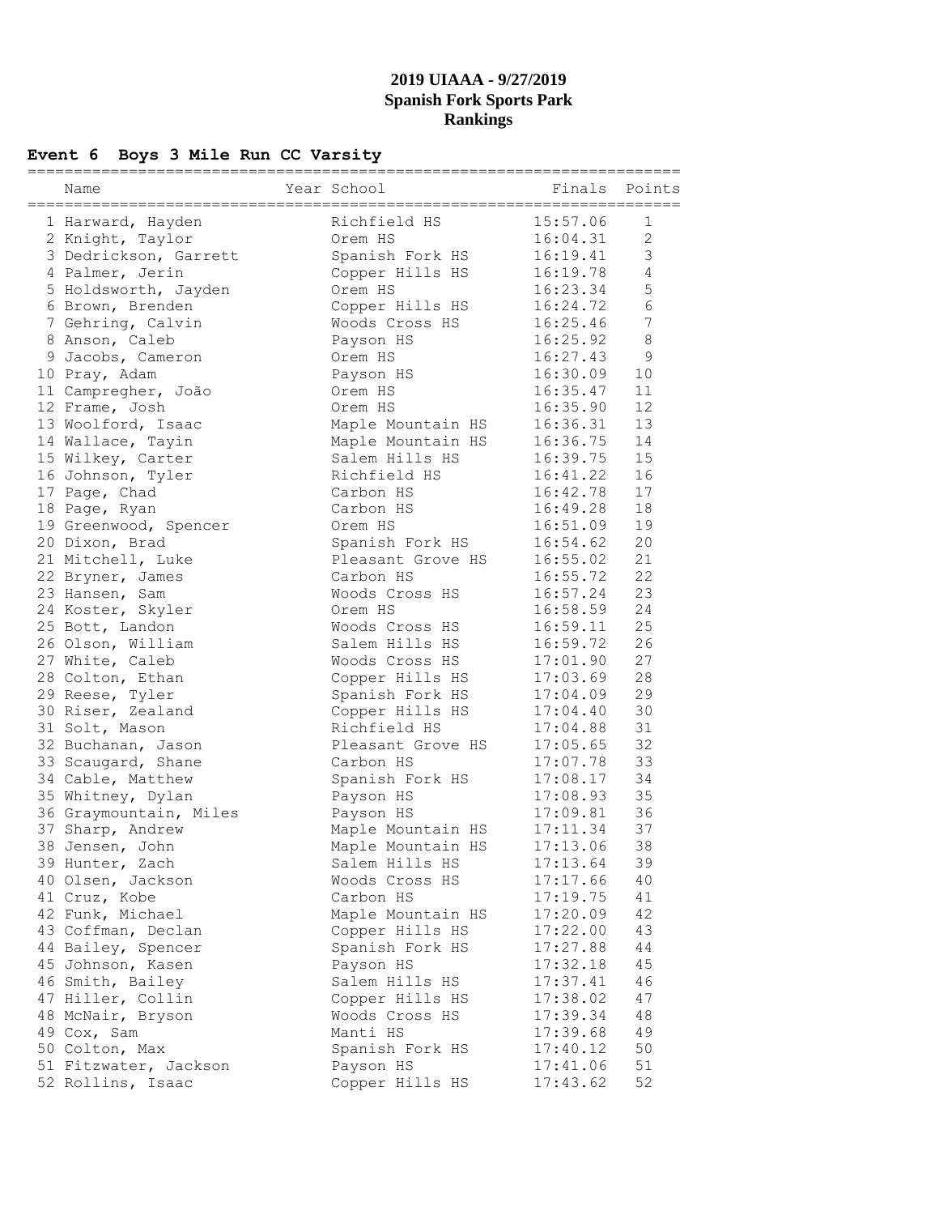# 2019 UIAAA - 9/27/2019
## Spanish Fork Sports Park
## Rankings

### Event 6 Boys 3 Mile Run CC Varsity

| | Name | Year | School | Finals | Points |
|---|---|---|---|---|---|
| 1 | Harward, Hayden | | Richfield HS | 15:57.06 | 1 |
| 2 | Knight, Taylor | | Orem HS | 16:04.31 | 2 |
| 3 | Dedrickson, Garrett | | Spanish Fork HS | 16:19.41 | 3 |
| 4 | Palmer, Jerin | | Copper Hills HS | 16:19.78 | 4 |
| 5 | Holdsworth, Jayden | | Orem HS | 16:23.34 | 5 |
| 6 | Brown, Brenden | | Copper Hills HS | 16:24.72 | 6 |
| 7 | Gehring, Calvin | | Woods Cross HS | 16:25.46 | 7 |
| 8 | Anson, Caleb | | Payson HS | 16:25.92 | 8 |
| 9 | Jacobs, Cameron | | Orem HS | 16:27.43 | 9 |
| 10 | Pray, Adam | | Payson HS | 16:30.09 | 10 |
| 11 | Campregher, João | | Orem HS | 16:35.47 | 11 |
| 12 | Frame, Josh | | Orem HS | 16:35.90 | 12 |
| 13 | Woolford, Isaac | | Maple Mountain HS | 16:36.31 | 13 |
| 14 | Wallace, Tayin | | Maple Mountain HS | 16:36.75 | 14 |
| 15 | Wilkey, Carter | | Salem Hills HS | 16:39.75 | 15 |
| 16 | Johnson, Tyler | | Richfield HS | 16:41.22 | 16 |
| 17 | Page, Chad | | Carbon HS | 16:42.78 | 17 |
| 18 | Page, Ryan | | Carbon HS | 16:49.28 | 18 |
| 19 | Greenwood, Spencer | | Orem HS | 16:51.09 | 19 |
| 20 | Dixon, Brad | | Spanish Fork HS | 16:54.62 | 20 |
| 21 | Mitchell, Luke | | Pleasant Grove HS | 16:55.02 | 21 |
| 22 | Bryner, James | | Carbon HS | 16:55.72 | 22 |
| 23 | Hansen, Sam | | Woods Cross HS | 16:57.24 | 23 |
| 24 | Koster, Skyler | | Orem HS | 16:58.59 | 24 |
| 25 | Bott, Landon | | Woods Cross HS | 16:59.11 | 25 |
| 26 | Olson, William | | Salem Hills HS | 16:59.72 | 26 |
| 27 | White, Caleb | | Woods Cross HS | 17:01.90 | 27 |
| 28 | Colton, Ethan | | Copper Hills HS | 17:03.69 | 28 |
| 29 | Reese, Tyler | | Spanish Fork HS | 17:04.09 | 29 |
| 30 | Riser, Zealand | | Copper Hills HS | 17:04.40 | 30 |
| 31 | Solt, Mason | | Richfield HS | 17:04.88 | 31 |
| 32 | Buchanan, Jason | | Pleasant Grove HS | 17:05.65 | 32 |
| 33 | Scaugard, Shane | | Carbon HS | 17:07.78 | 33 |
| 34 | Cable, Matthew | | Spanish Fork HS | 17:08.17 | 34 |
| 35 | Whitney, Dylan | | Payson HS | 17:08.93 | 35 |
| 36 | Graymountain, Miles | | Payson HS | 17:09.81 | 36 |
| 37 | Sharp, Andrew | | Maple Mountain HS | 17:11.34 | 37 |
| 38 | Jensen, John | | Maple Mountain HS | 17:13.06 | 38 |
| 39 | Hunter, Zach | | Salem Hills HS | 17:13.64 | 39 |
| 40 | Olsen, Jackson | | Woods Cross HS | 17:17.66 | 40 |
| 41 | Cruz, Kobe | | Carbon HS | 17:19.75 | 41 |
| 42 | Funk, Michael | | Maple Mountain HS | 17:20.09 | 42 |
| 43 | Coffman, Declan | | Copper Hills HS | 17:22.00 | 43 |
| 44 | Bailey, Spencer | | Spanish Fork HS | 17:27.88 | 44 |
| 45 | Johnson, Kasen | | Payson HS | 17:32.18 | 45 |
| 46 | Smith, Bailey | | Salem Hills HS | 17:37.41 | 46 |
| 47 | Hiller, Collin | | Copper Hills HS | 17:38.02 | 47 |
| 48 | McNair, Bryson | | Woods Cross HS | 17:39.34 | 48 |
| 49 | Cox, Sam | | Manti HS | 17:39.68 | 49 |
| 50 | Colton, Max | | Spanish Fork HS | 17:40.12 | 50 |
| 51 | Fitzwater, Jackson | | Payson HS | 17:41.06 | 51 |
| 52 | Rollins, Isaac | | Copper Hills HS | 17:43.62 | 52 |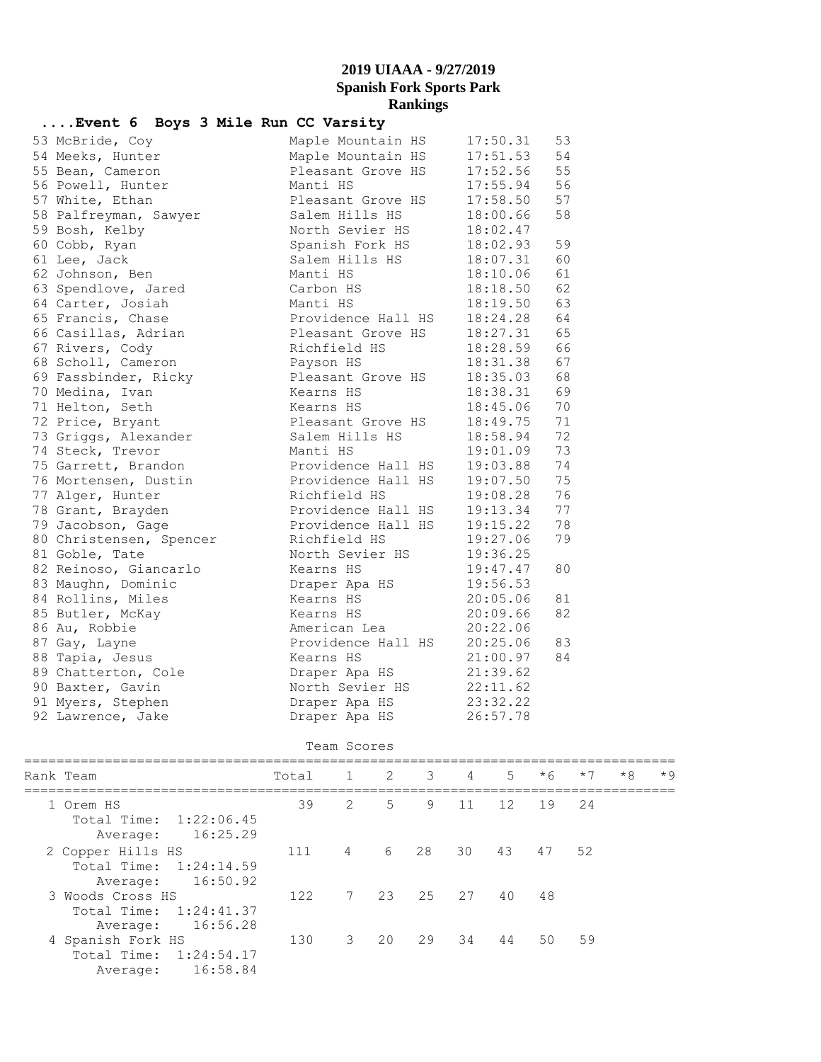# 2019 UIAAA - 9/27/2019
## Spanish Fork Sports Park
## Rankings

### ....Event 6 Boys 3 Mile Run CC Varsity

| Place | Name | School | Time | Points |
|---|---|---|---|---|
| 53 | McBride, Coy | Maple Mountain HS | 17:50.31 | 53 |
| 54 | Meeks, Hunter | Maple Mountain HS | 17:51.53 | 54 |
| 55 | Bean, Cameron | Pleasant Grove HS | 17:52.56 | 55 |
| 56 | Powell, Hunter | Manti HS | 17:55.94 | 56 |
| 57 | White, Ethan | Pleasant Grove HS | 17:58.50 | 57 |
| 58 | Palfreyman, Sawyer | Salem Hills HS | 18:00.66 | 58 |
| 59 | Bosh, Kelby | North Sevier HS | 18:02.47 | |
| 60 | Cobb, Ryan | Spanish Fork HS | 18:02.93 | 59 |
| 61 | Lee, Jack | Salem Hills HS | 18:07.31 | 60 |
| 62 | Johnson, Ben | Manti HS | 18:10.06 | 61 |
| 63 | Spendlove, Jared | Carbon HS | 18:18.50 | 62 |
| 64 | Carter, Josiah | Manti HS | 18:19.50 | 63 |
| 65 | Francis, Chase | Providence Hall HS | 18:24.28 | 64 |
| 66 | Casillas, Adrian | Pleasant Grove HS | 18:27.31 | 65 |
| 67 | Rivers, Cody | Richfield HS | 18:28.59 | 66 |
| 68 | Scholl, Cameron | Payson HS | 18:31.38 | 67 |
| 69 | Fassbinder, Ricky | Pleasant Grove HS | 18:35.03 | 68 |
| 70 | Medina, Ivan | Kearns HS | 18:38.31 | 69 |
| 71 | Helton, Seth | Kearns HS | 18:45.06 | 70 |
| 72 | Price, Bryant | Pleasant Grove HS | 18:49.75 | 71 |
| 73 | Griggs, Alexander | Salem Hills HS | 18:58.94 | 72 |
| 74 | Steck, Trevor | Manti HS | 19:01.09 | 73 |
| 75 | Garrett, Brandon | Providence Hall HS | 19:03.88 | 74 |
| 76 | Mortensen, Dustin | Providence Hall HS | 19:07.50 | 75 |
| 77 | Alger, Hunter | Richfield HS | 19:08.28 | 76 |
| 78 | Grant, Brayden | Providence Hall HS | 19:13.34 | 77 |
| 79 | Jacobson, Gage | Providence Hall HS | 19:15.22 | 78 |
| 80 | Christensen, Spencer | Richfield HS | 19:27.06 | 79 |
| 81 | Goble, Tate | North Sevier HS | 19:36.25 | |
| 82 | Reinoso, Giancarlo | Kearns HS | 19:47.47 | 80 |
| 83 | Maughn, Dominic | Draper Apa HS | 19:56.53 | |
| 84 | Rollins, Miles | Kearns HS | 20:05.06 | 81 |
| 85 | Butler, McKay | Kearns HS | 20:09.66 | 82 |
| 86 | Au, Robbie | American Lea | 20:22.06 | |
| 87 | Gay, Layne | Providence Hall HS | 20:25.06 | 83 |
| 88 | Tapia, Jesus | Kearns HS | 21:00.97 | 84 |
| 89 | Chatterton, Cole | Draper Apa HS | 21:39.62 | |
| 90 | Baxter, Gavin | North Sevier HS | 22:11.62 | |
| 91 | Myers, Stephen | Draper Apa HS | 23:32.22 | |
| 92 | Lawrence, Jake | Draper Apa HS | 26:57.78 | |

### Team Scores

| Rank | Team | Total | 1 | 2 | 3 | 4 | 5 | *6 | *7 | *8 | *9 |
|---|---|---|---|---|---|---|---|---|---|---|---|
| 1 | Orem HS | 39 | 2 | 5 | 9 | 11 | 12 | 19 | 24 | | |
| | Total Time: 1:22:06.45 | | | | | | | | | | |
| | Average: 16:25.29 | | | | | | | | | | |
| 2 | Copper Hills HS | 111 | 4 | 6 | 28 | 30 | 43 | 47 | 52 | | |
| | Total Time: 1:24:14.59 | | | | | | | | | | |
| | Average: 16:50.92 | | | | | | | | | | |
| 3 | Woods Cross HS | 122 | 7 | 23 | 25 | 27 | 40 | 48 | | | |
| | Total Time: 1:24:41.37 | | | | | | | | | | |
| | Average: 16:56.28 | | | | | | | | | | |
| 4 | Spanish Fork HS | 130 | 3 | 20 | 29 | 34 | 44 | 50 | 59 | | |
| | Total Time: 1:24:54.17 | | | | | | | | | | |
| | Average: 16:58.84 | | | | | | | | | | |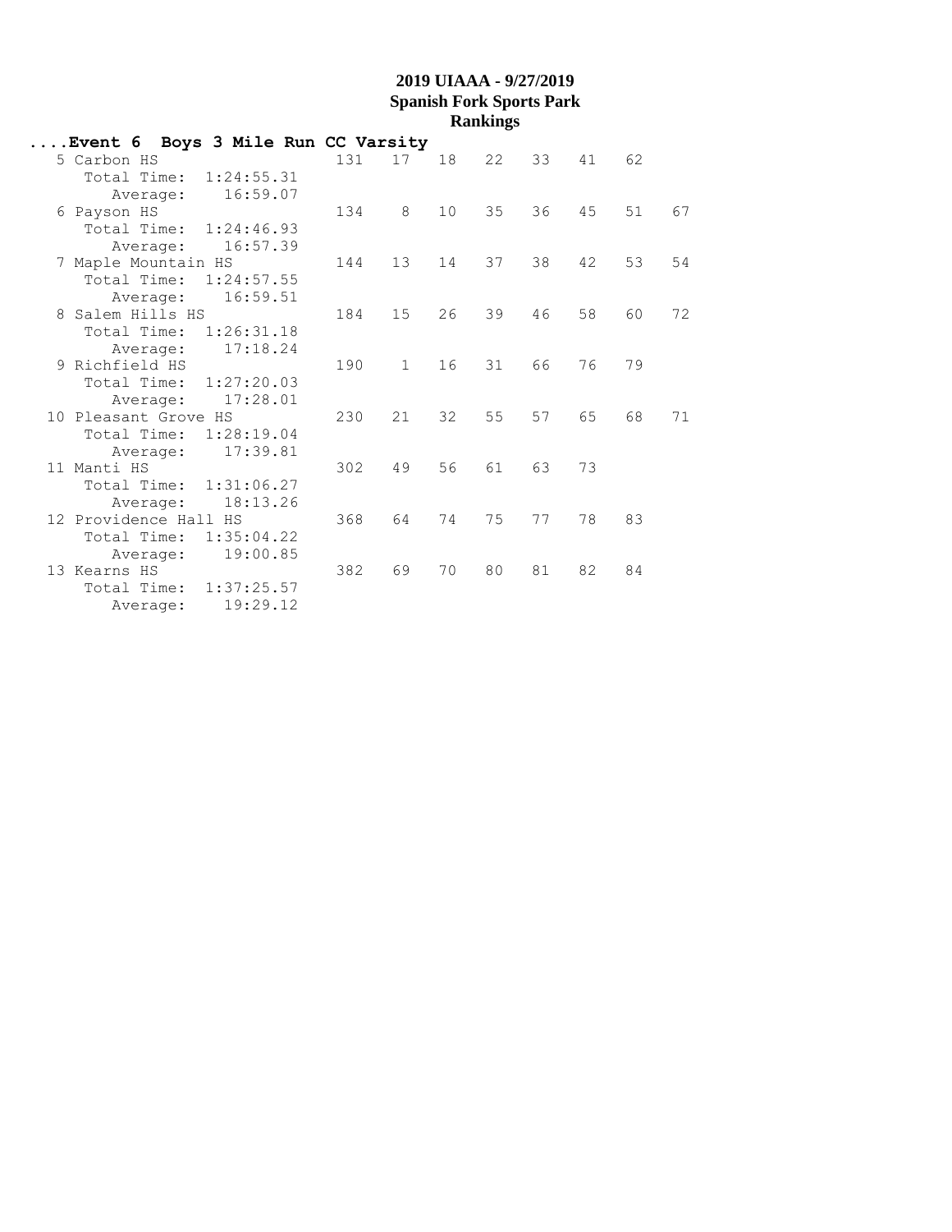# 2019 UIAAA - 9/27/2019
## Spanish Fork Sports Park
## Rankings

**....Event 6 Boys 3 Mile Run CC Varsity**

| | | | | | | | | | |
|---|---|---|---|---|---|---|---|---|---|
| 5 Carbon HS | 131 | 17 | 18 | 22 | 33 | 41 | 62 | | |
| Total Time: 1:24:55.31 | | | | | | | | | |
| Average: 16:59.07 | | | | | | | | | |
| 6 Payson HS | 134 | 8 | 10 | 35 | 36 | 45 | 51 | 67 | |
| Total Time: 1:24:46.93 | | | | | | | | | |
| Average: 16:57.39 | | | | | | | | | |
| 7 Maple Mountain HS | 144 | 13 | 14 | 37 | 38 | 42 | 53 | 54 | |
| Total Time: 1:24:57.55 | | | | | | | | | |
| Average: 16:59.51 | | | | | | | | | |
| 8 Salem Hills HS | 184 | 15 | 26 | 39 | 46 | 58 | 60 | 72 | |
| Total Time: 1:26:31.18 | | | | | | | | | |
| Average: 17:18.24 | | | | | | | | | |
| 9 Richfield HS | 190 | 1 | 16 | 31 | 66 | 76 | 79 | | |
| Total Time: 1:27:20.03 | | | | | | | | | |
| Average: 17:28.01 | | | | | | | | | |
| 10 Pleasant Grove HS | 230 | 21 | 32 | 55 | 57 | 65 | 68 | 71 | |
| Total Time: 1:28:19.04 | | | | | | | | | |
| Average: 17:39.81 | | | | | | | | | |
| 11 Manti HS | 302 | 49 | 56 | 61 | 63 | 73 | | | |
| Total Time: 1:31:06.27 | | | | | | | | | |
| Average: 18:13.26 | | | | | | | | | |
| 12 Providence Hall HS | 368 | 64 | 74 | 75 | 77 | 78 | 83 | | |
| Total Time: 1:35:04.22 | | | | | | | | | |
| Average: 19:00.85 | | | | | | | | | |
| 13 Kearns HS | 382 | 69 | 70 | 80 | 81 | 82 | 84 | | |
| Total Time: 1:37:25.57 | | | | | | | | | |
| Average: 19:29.12 | | | | | | | | | |